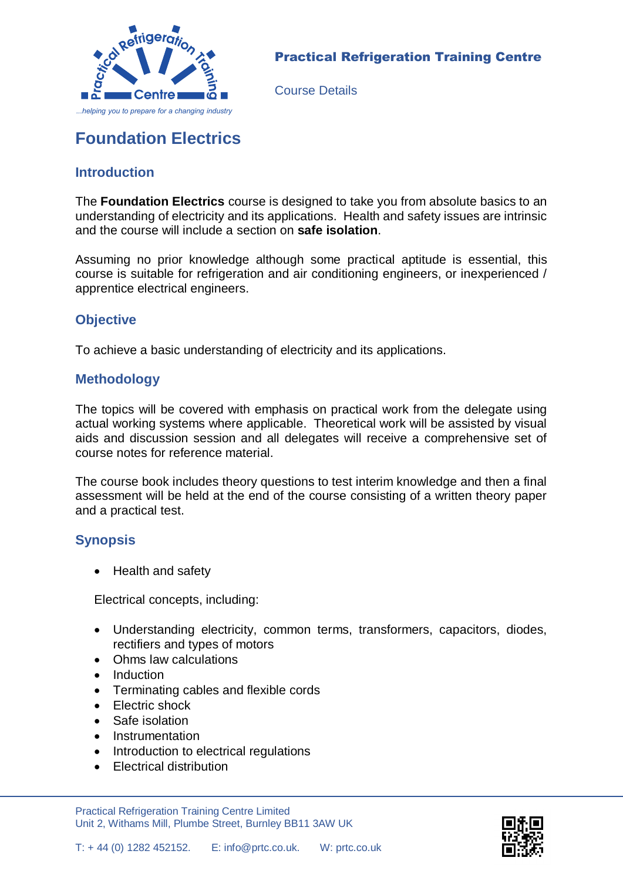**Practical Refrigeration Training Centre**

Course Details

# Foundation Electrics

## Introduction

The **Foundation Electrics** course is designed to take you from absolute basics to an understanding of electricity and its applications. Health and safety issues are intrinsic and the course will include a section on **safe isolation**.

Assuming no prior knowledge although some practical aptitude is essential, this course is suitable for refrigeration and air conditioning engineers, or inexperienced / apprentice electrical engineers.

## Objective

To achieve a basic understanding of electricity and its applications.

## Methodology

The topics will be covered with emphasis on practical work from the delegate using actual working systems where applicable. Theoretical work will be assisted by visual aids and discussion session and all delegates will receive a comprehensive set of course notes for reference material.

The course book includes theory questions to test interim knowledge and then a final assessment will be held at the end of the course consisting of a written theory paper and a practical test.

## Synopsis

- Health and safety

Electrical concepts, including:

- Understanding electricity, common terms, transformers, capacitors, diodes, rectifiers and types of motors
- Ohms law calculations
- Induction
- Terminating cables and flexible cords
- Electric shock
- Safe isolation
- Instrumentation
- Introduction to electrical regulations
- Electrical distribution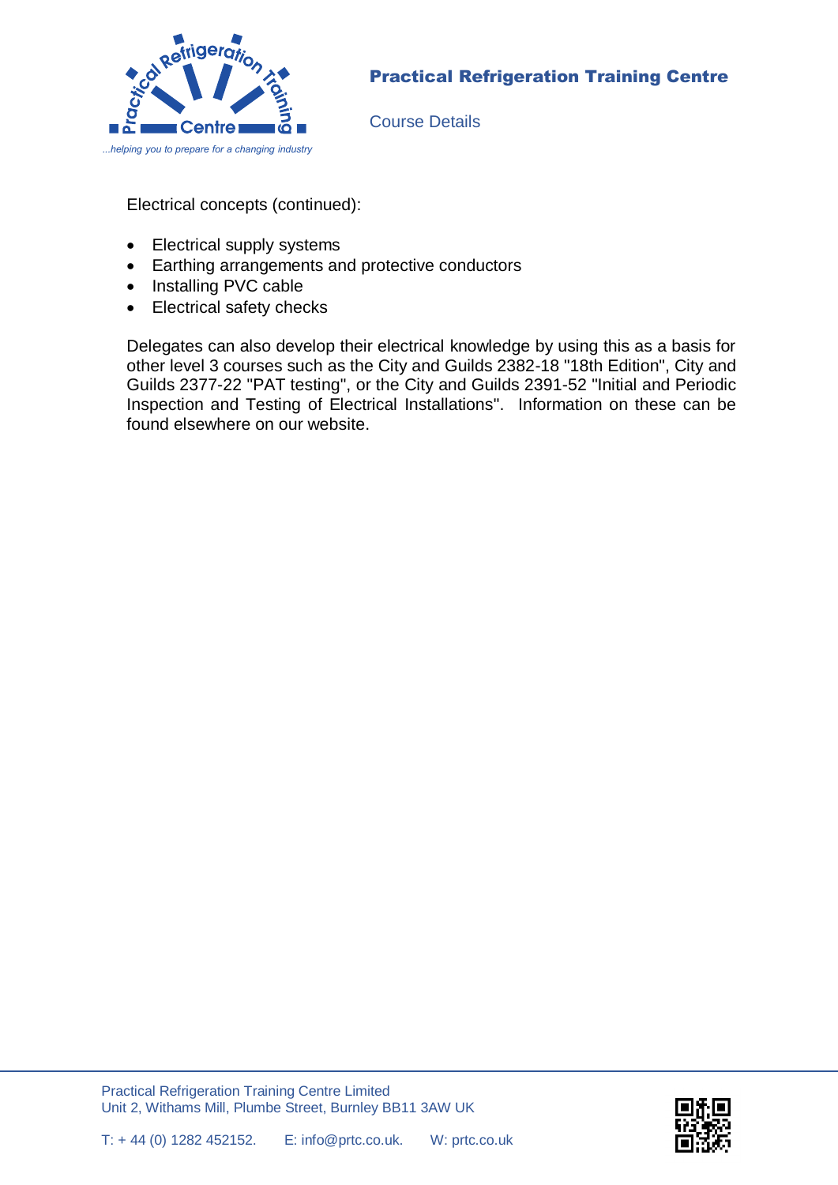Electrical concepts (continued):

- Electrical supply systems
- Earthing arrangements and protective conductors
- Installing PVC cable
- Electrical safety checks

Delegates can also develop their electrical knowledge by using this as a basis for other level 3 courses such as the City and Guilds 2382-18 "18th Edition", City and Guilds 2377-22 "PAT testing", or the City and Guilds 2391-52 "Initial and Periodic Inspection and Testing of Electrical Installations". Information on these can be found elsewhere on our website.